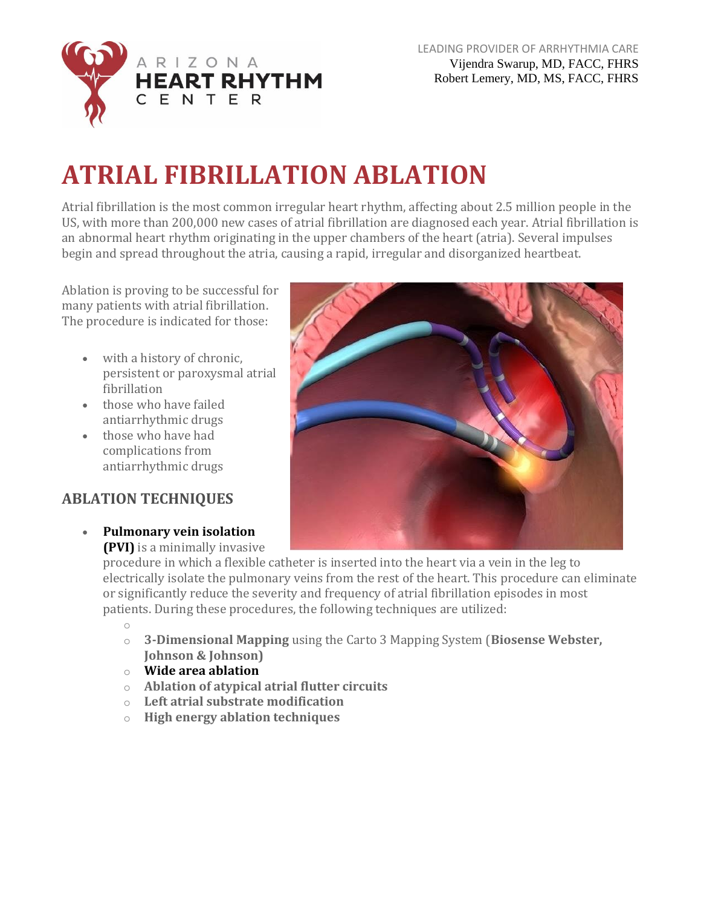ARIZONA HEART RHYTHM CENTER

LEADING PROVIDER OF ARRHYTHMIA CARE
Vijendra Swarup, MD, FACC, FHRS
Robert Lemery, MD, MS, FACC, FHRS

# ATRIAL FIBRILLATION ABLATION

Atrial fibrillation is the most common irregular heart rhythm, affecting about 2.5 million people in the US, with more than 200,000 new cases of atrial fibrillation are diagnosed each year. Atrial fibrillation is an abnormal heart rhythm originating in the upper chambers of the heart (atria). Several impulses begin and spread throughout the atria, causing a rapid, irregular and disorganized heartbeat.

Ablation is proving to be successful for many patients with atrial fibrillation. The procedure is indicated for those:

- with a history of chronic, persistent or paroxysmal atrial fibrillation
- those who have failed antiarrhythmic drugs
- those who have had complications from antiarrhythmic drugs

## ABLATION TECHNIQUES

- **Pulmonary vein isolation (PVI)** is a minimally invasive procedure in which a flexible catheter is inserted into the heart via a vein in the leg to electrically isolate the pulmonary veins from the rest of the heart. This procedure can eliminate or significantly reduce the severity and frequency of atrial fibrillation episodes in most patients. During these procedures, the following techniques are utilized:
  - **3-Dimensional Mapping** using the Carto 3 Mapping System (**Biosense Webster, Johnson & Johnson)**
  - **Wide area ablation**
  - **Ablation of atypical atrial flutter circuits**
  - **Left atrial substrate modification**
  - **High energy ablation techniques**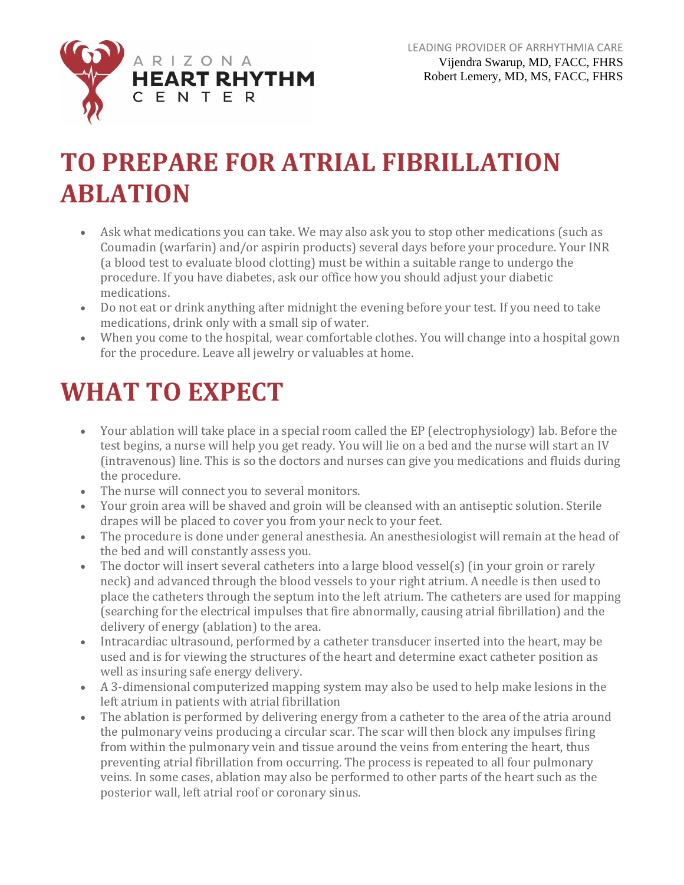# TO PREPARE FOR ATRIAL FIBRILLATION ABLATION

- Ask what medications you can take. We may also ask you to stop other medications (such as Coumadin (warfarin) and/or aspirin products) several days before your procedure. Your INR (a blood test to evaluate blood clotting) must be within a suitable range to undergo the procedure. If you have diabetes, ask our office how you should adjust your diabetic medications.
- Do not eat or drink anything after midnight the evening before your test. If you need to take medications, drink only with a small sip of water.
- When you come to the hospital, wear comfortable clothes. You will change into a hospital gown for the procedure. Leave all jewelry or valuables at home.

# WHAT TO EXPECT

- Your ablation will take place in a special room called the EP (electrophysiology) lab. Before the test begins, a nurse will help you get ready. You will lie on a bed and the nurse will start an IV (intravenous) line. This is so the doctors and nurses can give you medications and fluids during the procedure.
- The nurse will connect you to several monitors.
- Your groin area will be shaved and groin will be cleansed with an antiseptic solution. Sterile drapes will be placed to cover you from your neck to your feet.
- The procedure is done under general anesthesia. An anesthesiologist will remain at the head of the bed and will constantly assess you.
- The doctor will insert several catheters into a large blood vessel(s) (in your groin or rarely neck) and advanced through the blood vessels to your right atrium. A needle is then used to place the catheters through the septum into the left atrium. The catheters are used for mapping (searching for the electrical impulses that fire abnormally, causing atrial fibrillation) and the delivery of energy (ablation) to the area.
- Intracardiac ultrasound, performed by a catheter transducer inserted into the heart, may be used and is for viewing the structures of the heart and determine exact catheter position as well as insuring safe energy delivery.
- A 3-dimensional computerized mapping system may also be used to help make lesions in the left atrium in patients with atrial fibrillation
- The ablation is performed by delivering energy from a catheter to the area of the atria around the pulmonary veins producing a circular scar. The scar will then block any impulses firing from within the pulmonary vein and tissue around the veins from entering the heart, thus preventing atrial fibrillation from occurring. The process is repeated to all four pulmonary veins. In some cases, ablation may also be performed to other parts of the heart such as the posterior wall, left atrial roof or coronary sinus.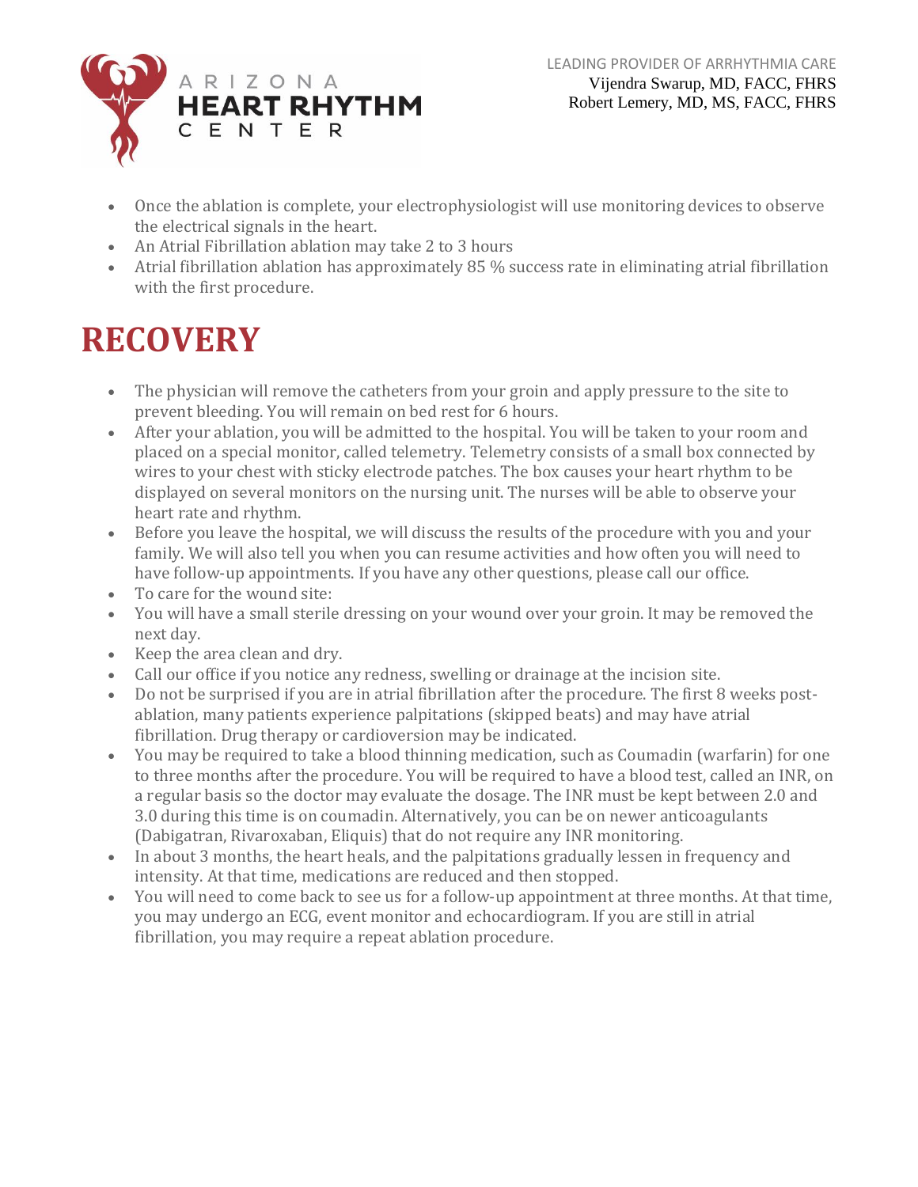- Once the ablation is complete, your electrophysiologist will use monitoring devices to observe the electrical signals in the heart.
- An Atrial Fibrillation ablation may take 2 to 3 hours
- Atrial fibrillation ablation has approximately 85 % success rate in eliminating atrial fibrillation with the first procedure.

# RECOVERY

- The physician will remove the catheters from your groin and apply pressure to the site to prevent bleeding. You will remain on bed rest for 6 hours.
- After your ablation, you will be admitted to the hospital. You will be taken to your room and placed on a special monitor, called telemetry. Telemetry consists of a small box connected by wires to your chest with sticky electrode patches. The box causes your heart rhythm to be displayed on several monitors on the nursing unit. The nurses will be able to observe your heart rate and rhythm.
- Before you leave the hospital, we will discuss the results of the procedure with you and your family. We will also tell you when you can resume activities and how often you will need to have follow-up appointments. If you have any other questions, please call our office.
- To care for the wound site:
- You will have a small sterile dressing on your wound over your groin. It may be removed the next day.
- Keep the area clean and dry.
- Call our office if you notice any redness, swelling or drainage at the incision site.
- Do not be surprised if you are in atrial fibrillation after the procedure. The first 8 weeks post-ablation, many patients experience palpitations (skipped beats) and may have atrial fibrillation. Drug therapy or cardioversion may be indicated.
- You may be required to take a blood thinning medication, such as Coumadin (warfarin) for one to three months after the procedure. You will be required to have a blood test, called an INR, on a regular basis so the doctor may evaluate the dosage. The INR must be kept between 2.0 and 3.0 during this time is on coumadin. Alternatively, you can be on newer anticoagulants (Dabigatran, Rivaroxaban, Eliquis) that do not require any INR monitoring.
- In about 3 months, the heart heals, and the palpitations gradually lessen in frequency and intensity. At that time, medications are reduced and then stopped.
- You will need to come back to see us for a follow-up appointment at three months. At that time, you may undergo an ECG, event monitor and echocardiogram. If you are still in atrial fibrillation, you may require a repeat ablation procedure.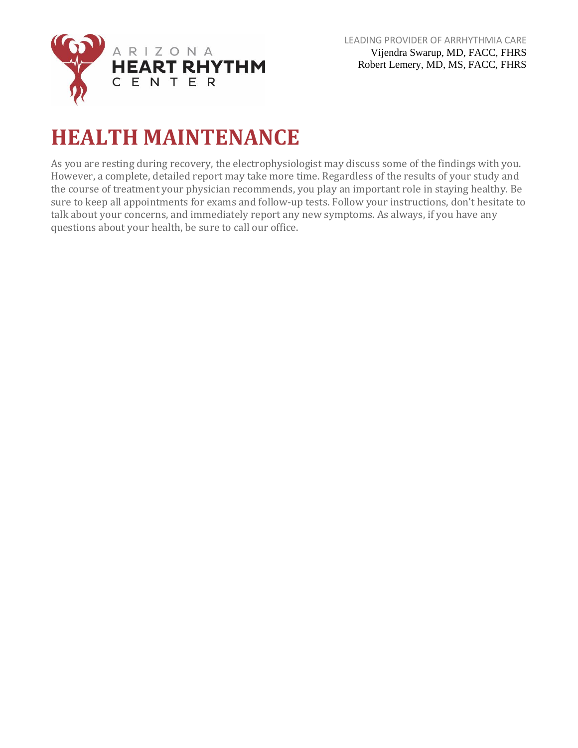# HEALTH MAINTENANCE

As you are resting during recovery, the electrophysiologist may discuss some of the findings with you. However, a complete, detailed report may take more time. Regardless of the results of your study and the course of treatment your physician recommends, you play an important role in staying healthy. Be sure to keep all appointments for exams and follow-up tests. Follow your instructions, don't hesitate to talk about your concerns, and immediately report any new symptoms. As always, if you have any questions about your health, be sure to call our office.